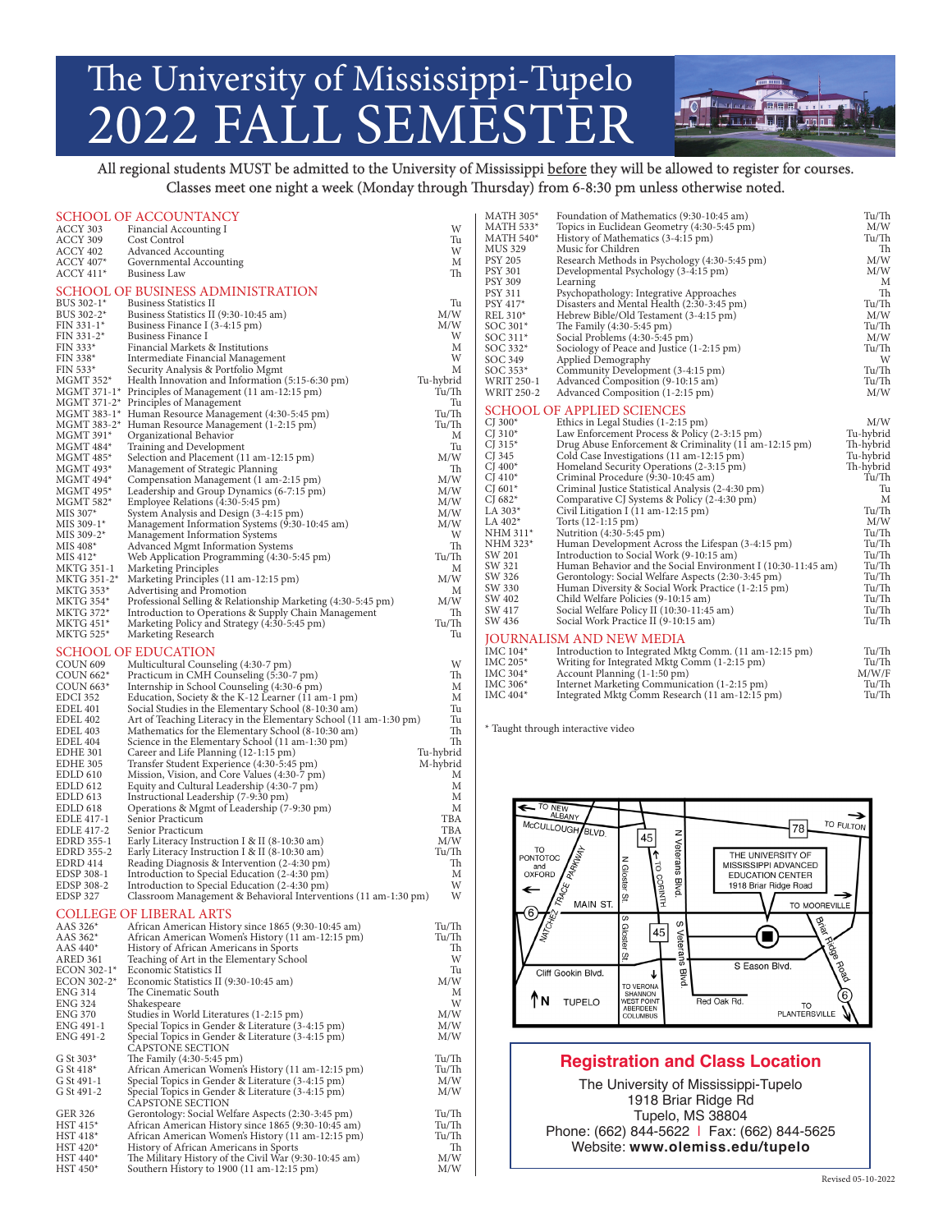# The University of Mississippi-Tupelo
# 2022 FALL SEMESTER

All regional students MUST be admitted to the University of Mississippi before they will be allowed to register for courses.
Classes meet one night a week (Monday through Thursday) from 6-8:30 pm unless otherwise noted.

## SCHOOL OF ACCOUNTANCY

| Course | Title | Days |
|---|---|---|
| ACCY 303 | Financial Accounting I | W |
| ACCY 309 | Cost Control | Tu |
| ACCY 402 | Advanced Accounting | W |
| ACCY 407* | Governmental Accounting | M |
| ACCY 411* | Business Law | Th |

## SCHOOL OF BUSINESS ADMINISTRATION

| Course | Title | Days |
|---|---|---|
| BUS 302-1* | Business Statistics II | Tu |
| BUS 302-2* | Business Statistics II (9:30-10:45 am) | M/W |
| FIN 331-1* | Business Finance I (3-4:15 pm) | M/W |
| FIN 331-2* | Business Finance I | W |
| FIN 333* | Financial Markets & Institutions | M |
| FIN 338* | Intermediate Financial Management | W |
| FIN 533* | Security Analysis & Portfolio Mgmt | M |
| MGMT 352* | Health Innovation and Information (5:15-6:30 pm) | Tu-hybrid |
| MGMT 371-1* | Principles of Management (11 am-12:15 pm) | Tu/Th |
| MGMT 371-2* | Principles of Management | Tu |
| MGMT 383-1* | Human Resource Management (4:30-5:45 pm) | Tu/Th |
| MGMT 383-2* | Human Resource Management (1-2:15 pm) | Tu/Th |
| MGMT 391* | Organizational Behavior | M |
| MGMT 484* | Training and Development | Tu |
| MGMT 485* | Selection and Placement (11 am-12:15 pm) | M/W |
| MGMT 493* | Management of Strategic Planning | Th |
| MGMT 494* | Compensation Management (1 am-2:15 pm) | M/W |
| MGMT 495* | Leadership and Group Dynamics (6-7:15 pm) | M/W |
| MGMT 582* | Employee Relations (4:30-5:45 pm) | M/W |
| MIS 307* | System Analysis and Design (3-4:15 pm) | M/W |
| MIS 309-1* | Management Information Systems (9:30-10:45 am) | M/W |
| MIS 309-2* | Management Information Systems | W |
| MIS 408* | Advanced Mgmt Information Systems | M |
| MIS 412* | Web Application Programming (4:30-5:45 pm) | Tu/Th |
| MKTG 351-1 | Marketing Principles | M |
| MKTG 351-2* | Marketing Principles (11 am-12:15 pm) | M/W |
| MKTG 353* | Advertising and Promotion | M |
| MKTG 354* | Professional Selling & Relationship Marketing (4:30-5:45 pm) | M/W |
| MKTG 372* | Introduction to Operations & Supply Chain Management | Th |
| MKTG 451* | Marketing Policy and Strategy (4:30-5:45 pm) | Tu/Th |
| MKTG 525* | Marketing Research | Tu |

## SCHOOL OF EDUCATION

| Course | Title | Days |
|---|---|---|
| COUN 609 | Multicultural Counseling (4:30-7 pm) | W |
| COUN 662* | Practicum in CMH Counseling (5:30-7 pm) | Th |
| COUN 663* | Internship in School Counseling (4:30-6 pm) | M |
| EDCI 352 | Education, Society & the K-12 Learner (11 am-1 pm) | M |
| EDEL 401 | Social Studies in the Elementary School (8-10:30 am) | Tu |
| EDEL 402 | Art of Teaching Literacy in the Elementary School (11 am-1:30 pm) | Tu |
| EDEL 403 | Mathematics for the Elementary School (8-10:30 am) | Th |
| EDEL 404 | Science in the Elementary School (11 am-1:30 pm) | Th |
| EDHE 301 | Career and Life Planning (12-1:15 pm) | Tu-hybrid |
| EDHE 305 | Transfer Student Experience (4:30-5:45 pm) | M-hybrid |
| EDLD 610 | Mission, Vision, and Core Values (4:30-7 pm) | M |
| EDLD 612 | Equity and Cultural Leadership (4:30-7 pm) | M |
| EDLD 613 | Instructional Leadership (7-9:30 pm) | M |
| EDLD 618 | Operations & Mgmt of Leadership (7-9:30 pm) | M |
| EDLE 417-1 | Senior Practicum | TBA |
| EDLE 417-2 | Senior Practicum | TBA |
| EDRD 355-1 | Early Literacy Instruction I & II (8-10:30 am) | M/W |
| EDRD 355-2 | Early Literacy Instruction I & II (8-10:30 am) | Tu/Th |
| EDRD 414 | Reading Diagnosis & Intervention (2-4:30 pm) | Th |
| EDSP 308-1 | Introduction to Special Education (2-4:30 pm) | M |
| EDSP 308-2 | Introduction to Special Education (2-4:30 pm) | W |
| EDSP 327 | Classroom Management & Behavioral Interventions (11 am-1:30 pm) | W |

## COLLEGE OF LIBERAL ARTS

| Course | Title | Days |
|---|---|---|
| AAS 326* | African American History since 1865 (9:30-10:45 am) | Tu/Th |
| AAS 362* | African American Women's History (11 am-12:15 pm) | Tu/Th |
| AAS 440* | History of African Americans in Sports | Th |
| ARED 361 | Teaching of Art in the Elementary School | W |
| ECON 302-1* | Economic Statistics II | Tu |
| ECON 302-2* | Economic Statistics II (9:30-10:45 am) | M/W |
| ENG 314 | The Cinematic South | M |
| ENG 324 | Shakespeare | W |
| ENG 370 | Studies in World Literatures (1-2:15 pm) | M/W |
| ENG 491-1 | Special Topics in Gender & Literature (3-4:15 pm) | M/W |
| ENG 491-2 | Special Topics in Gender & Literature (3-4:15 pm) CAPSTONE SECTION | M/W |
| G St 303* | The Family (4:30-5:45 pm) | Tu/Th |
| G St 418* | African American Women's History (11 am-12:15 pm) | Tu/Th |
| G St 491-1 | Special Topics in Gender & Literature (3-4:15 pm) | M/W |
| G St 491-2 | Special Topics in Gender & Literature (3-4:15 pm) CAPSTONE SECTION | M/W |
| GER 326 | Gerontology: Social Welfare Aspects (2:30-3:45 pm) | Tu/Th |
| HST 415* | African American History since 1865 (9:30-10:45 am) | Tu/Th |
| HST 418* | African American Women's History (11 am-12:15 pm) | Tu/Th |
| HST 420* | History of African Americans in Sports | Th |
| HST 440* | The Military History of the Civil War (9:30-10:45 am) | M/W |
| HST 450* | Southern History to 1900 (11 am-12:15 pm) | M/W |
| MATH 305* | Foundation of Mathematics (9:30-10:45 am) | Tu/Th |
| MATH 533* | Topics in Euclidean Geometry (4:30-5:45 pm) | M/W |
| MATH 540* | History of Mathematics (3-4:15 pm) | Tu/Th |
| MUS 329 | Music for Children | Th |
| PSY 205 | Research Methods in Psychology (4:30-5:45 pm) | M/W |
| PSY 301 | Developmental Psychology (3-4:15 pm) | M/W |
| PSY 309 | Learning | M |
| PSY 311 | Psychopathology: Integrative Approaches | Th |
| PSY 417* | Disasters and Mental Health (2:30-3:45 pm) | Tu/Th |
| REL 310* | Hebrew Bible/Old Testament (3-4:15 pm) | M/W |
| SOC 301* | The Family (4:30-5:45 pm) | Tu/Th |
| SOC 311* | Social Problems (4:30-5:45 pm) | M/W |
| SOC 332* | Sociology of Peace and Justice (1-2:15 pm) | Tu/Th |
| SOC 349 | Applied Demography | W |
| SOC 353* | Community Development (3-4:15 pm) | Tu/Th |
| WRIT 250-1 | Advanced Composition (9-10:15 am) | Tu/Th |
| WRIT 250-2 | Advanced Composition (1-2:15 pm) | M/W |

## SCHOOL OF APPLIED SCIENCES

| Course | Title | Days |
|---|---|---|
| CJ 300* | Ethics in Legal Studies (1-2:15 pm) | M/W |
| CJ 310* | Law Enforcement Process & Policy (2-3:15 pm) | Tu-hybrid |
| CJ 315* | Drug Abuse Enforcement & Criminality (11 am-12:15 pm) | Th-hybrid |
| CJ 345 | Cold Case Investigations (11 am-12:15 pm) | Tu-hybrid |
| CJ 400* | Homeland Security Operations (2-3:15 pm) | Th-hybrid |
| CJ 410* | Criminal Procedure (9:30-10:45 am) | Tu/Th |
| CJ 601* | Criminal Justice Statistical Analysis (2-4:30 pm) | Tu |
| CJ 682* | Comparative CJ Systems & Policy (2-4:30 pm) | M |
| LA 303* | Civil Litigation I (11 am-12:15 pm) | Tu/Th |
| LA 402* | Torts (12-1:15 pm) | M/W |
| NHM 311* | Nutrition (4:30-5:45 pm) | Tu/Th |
| NHM 323* | Human Development Across the Lifespan (3-4:15 pm) | Tu/Th |
| SW 201 | Introduction to Social Work (9-10:15 am) | Tu/Th |
| SW 321 | Human Behavior and the Social Environment I (10:30-11:45 am) | Tu/Th |
| SW 326 | Gerontology: Social Welfare Aspects (2:30-3:45 pm) | Tu/Th |
| SW 330 | Human Diversity & Social Work Practice (1-2:15 pm) | Tu/Th |
| SW 402 | Child Welfare Policies (9-10:15 am) | Tu/Th |
| SW 417 | Social Welfare Policy II (10:30-11:45 am) | Tu/Th |
| SW 436 | Social Work Practice II (9-10:15 am) | Tu/Th |

## JOURNALISM AND NEW MEDIA

| Course | Title | Days |
|---|---|---|
| IMC 104* | Introduction to Integrated Mktg Comm. (11 am-12:15 pm) | Tu/Th |
| IMC 205* | Writing for Integrated Mktg Comm (1-2:15 pm) | Tu/Th |
| IMC 304* | Account Planning (1-1:50 pm) | M/W/F |
| IMC 306* | Internet Marketing Communication (1-2:15 pm) | Tu/Th |
| IMC 404* | Integrated Mktg Comm Research (11 am-12:15 pm) | Tu/Th |

\* Taught through interactive video

## Registration and Class Location

The University of Mississippi-Tupelo
1918 Briar Ridge Rd
Tupelo, MS 38804
Phone: (662) 844-5622 | Fax: (662) 844-5625
Website: **www.olemiss.edu/tupelo**

Revised 05-10-2022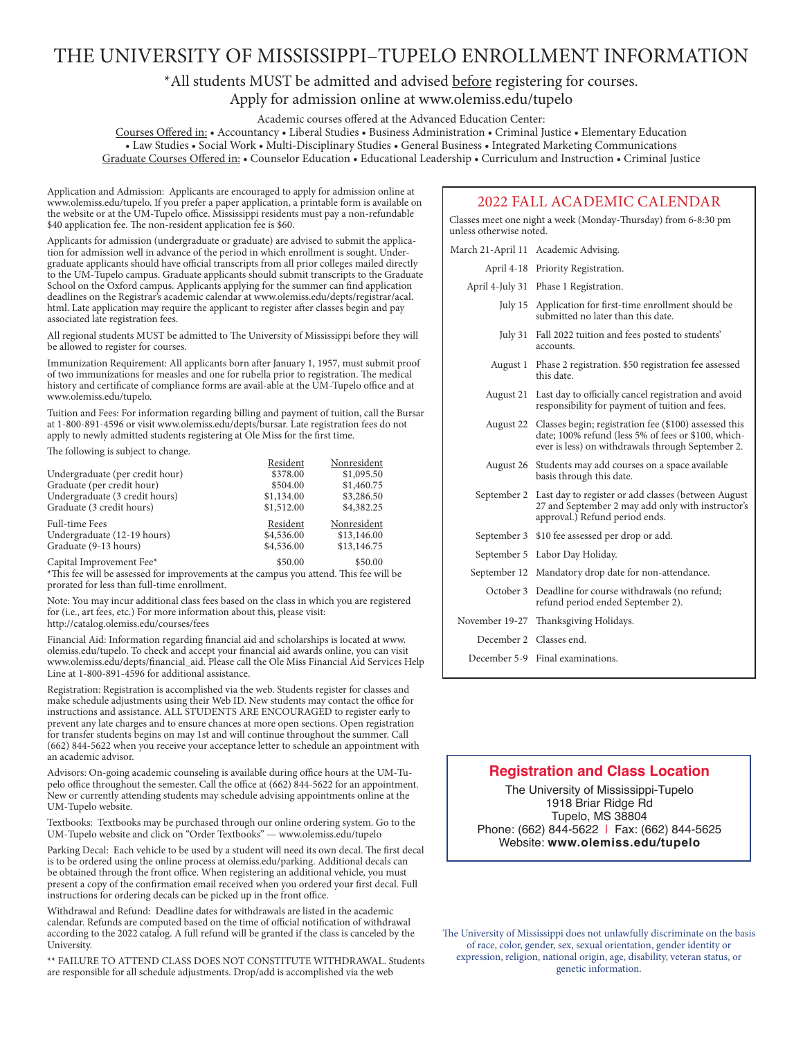# THE UNIVERSITY OF MISSISSIPPI–TUPELO ENROLLMENT INFORMATION

*All students MUST be admitted and advised before registering for courses.
Apply for admission online at www.olemiss.edu/tupelo

Academic courses offered at the Advanced Education Center:

Courses Offered in: • Accountancy • Liberal Studies • Business Administration • Criminal Justice • Elementary Education • Law Studies • Social Work • Multi-Disciplinary Studies • General Business • Integrated Marketing Communications

Graduate Courses Offered in: • Counselor Education • Educational Leadership • Curriculum and Instruction • Criminal Justice

Application and Admission: Applicants are encouraged to apply for admission online at www.olemiss.edu/tupelo. If you prefer a paper application, a printable form is available on the website or at the UM-Tupelo office. Mississippi residents must pay a non-refundable $40 application fee. The non-resident application fee is $60.

Applicants for admission (undergraduate or graduate) are advised to submit the application for admission well in advance of the period in which enrollment is sought. Undergraduate applicants should have official transcripts from all prior colleges mailed directly to the UM-Tupelo campus. Graduate applicants should submit transcripts to the Graduate School on the Oxford campus. Applicants applying for the summer can find application deadlines on the Registrar's academic calendar at www.olemiss.edu/depts/registrar/acal.html. Late application may require the applicant to register after classes begin and pay associated late registration fees.

All regional students MUST be admitted to The University of Mississippi before they will be allowed to register for courses.

Immunization Requirement: All applicants born after January 1, 1957, must submit proof of two immunizations for measles and one for rubella prior to registration. The medical history and certificate of compliance forms are avail-able at the UM-Tupelo office and at www.olemiss.edu/tupelo.

Tuition and Fees: For information regarding billing and payment of tuition, call the Bursar at 1-800-891-4596 or visit www.olemiss.edu/depts/bursar. Late registration fees do not apply to newly admitted students registering at Ole Miss for the first time.

The following is subject to change.

| | Resident | Nonresident |
|---|---|---|
| Undergraduate (per credit hour) | $378.00 | $1,095.50 |
| Graduate (per credit hour) | $504.00 | $1,460.75 |
| Undergraduate (3 credit hours) | $1,134.00 | $3,286.50 |
| Graduate (3 credit hours) | $1,512.00 | $4,382.25 |
| Full-time Fees | Resident | Nonresident |
| Undergraduate (12-19 hours) | $4,536.00 | $13,146.00 |
| Graduate (9-13 hours) | $4,536.00 | $13,146.75 |
| Capital Improvement Fee* | $50.00 | $50.00 |

*This fee will be assessed for improvements at the campus you attend. This fee will be prorated for less than full-time enrollment.

Note: You may incur additional class fees based on the class in which you are registered for (i.e., art fees, etc.) For more information about this, please visit: http://catalog.olemiss.edu/courses/fees

Financial Aid: Information regarding financial aid and scholarships is located at www.olemiss.edu/tupelo. To check and accept your financial aid awards online, you can visit www.olemiss.edu/depts/financial_aid. Please call the Ole Miss Financial Aid Services Help Line at 1-800-891-4596 for additional assistance.

Registration: Registration is accomplished via the web. Students register for classes and make schedule adjustments using their Web ID. New students may contact the office for instructions and assistance. ALL STUDENTS ARE ENCOURAGED to register early to prevent any late charges and to ensure chances at more open sections. Open registration for transfer students begins on may 1st and will continue throughout the summer. Call (662) 844-5622 when you receive your acceptance letter to schedule an appointment with an academic advisor.

Advisors: On-going academic counseling is available during office hours at the UM-Tupelo office throughout the semester. Call the office at (662) 844-5622 for an appointment. New or currently attending students may schedule advising appointments online at the UM-Tupelo website.

Textbooks: Textbooks may be purchased through our online ordering system. Go to the UM-Tupelo website and click on "Order Textbooks" — www.olemiss.edu/tupelo

Parking Decal: Each vehicle to be used by a student will need its own decal. The first decal is to be ordered using the online process at olemiss.edu/parking. Additional decals can be obtained through the front office. When registering an additional vehicle, you must present a copy of the confirmation email received when you ordered your first decal. Full instructions for ordering decals can be picked up in the front office.

Withdrawal and Refund: Deadline dates for withdrawals are listed in the academic calendar. Refunds are computed based on the time of official notification of withdrawal according to the 2022 catalog. A full refund will be granted if the class is canceled by the University.

** FAILURE TO ATTEND CLASS DOES NOT CONSTITUTE WITHDRAWAL. Students are responsible for all schedule adjustments. Drop/add is accomplished via the web

## 2022 FALL ACADEMIC CALENDAR

Classes meet one night a week (Monday-Thursday) from 6-8:30 pm unless otherwise noted.

| | |
|---|---|
| March 21-April 11 | Academic Advising. |
| April 4-18 | Priority Registration. |
| April 4-July 31 | Phase 1 Registration. |
| July 15 | Application for first-time enrollment should be submitted no later than this date. |
| July 31 | Fall 2022 tuition and fees posted to students' accounts. |
| August 1 | Phase 2 registration. $50 registration fee assessed this date. |
| August 21 | Last day to officially cancel registration and avoid responsibility for payment of tuition and fees. |
| August 22 | Classes begin; registration fee ($100) assessed this date; 100% refund (less 5% of fees or $100, whichever is less) on withdrawals through September 2. |
| August 26 | Students may add courses on a space available basis through this date. |
| September 2 | Last day to register or add classes (between August 27 and September 2 may add only with instructor's approval.) Refund period ends. |
| September 3 | $10 fee assessed per drop or add. |
| September 5 | Labor Day Holiday. |
| September 12 | Mandatory drop date for non-attendance. |
| October 3 | Deadline for course withdrawals (no refund; refund period ended September 2). |
| November 19-27 | Thanksgiving Holidays. |
| December 2 | Classes end. |
| December 5-9 | Final examinations. |

## Registration and Class Location

The University of Mississippi-Tupelo
1918 Briar Ridge Rd
Tupelo, MS 38804
Phone: (662) 844-5622 | Fax: (662) 844-5625
Website: **www.olemiss.edu/tupelo**

The University of Mississippi does not unlawfully discriminate on the basis of race, color, gender, sex, sexual orientation, gender identity or expression, religion, national origin, age, disability, veteran status, or genetic information.